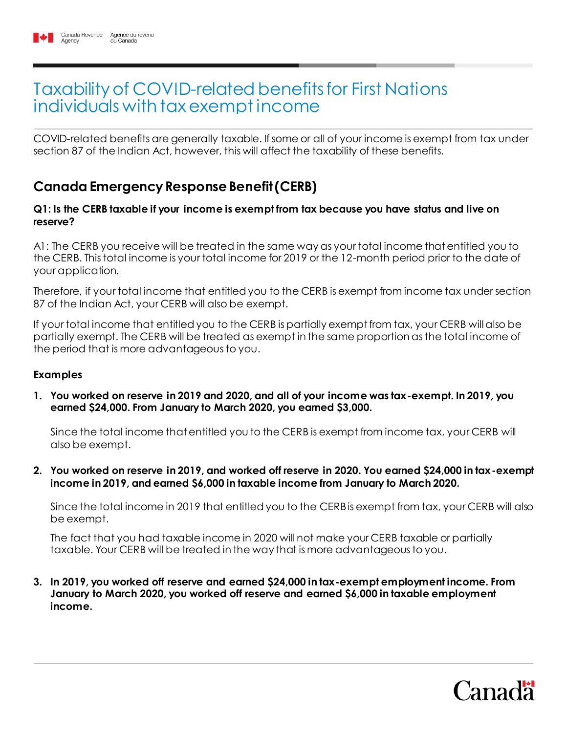# Taxability of COVID-related benefits for First Nations individuals with tax exempt income

COVID-related benefits are generally taxable. If some or all of your income is exempt from tax under section 87 of the Indian Act, however, this will affect the taxability of these benefits.

## Canada Emergency Response Benefit (CERB)

**Q1: Is the CERB taxable if your income is exempt from tax because you have status and live on reserve?**

A1: The CERB you receive will be treated in the same way as your total income that entitled you to the CERB. This total income is your total income for 2019 or the 12-month period prior to the date of your application.

Therefore, if your total income that entitled you to the CERB is exempt from income tax under section 87 of the Indian Act, your CERB will also be exempt.

If your total income that entitled you to the CERB is partially exempt from tax, your CERB will also be partially exempt. The CERB will be treated as exempt in the same proportion as the total income of the period that is more advantageous to you.

**Examples**

1. **You worked on reserve in 2019 and 2020, and all of your income was tax-exempt. In 2019, you earned $24,000. From January to March 2020, you earned $3,000.**

   Since the total income that entitled you to the CERB is exempt from income tax, your CERB will also be exempt.

2. **You worked on reserve in 2019, and worked off reserve in 2020. You earned $24,000 in tax-exempt income in 2019, and earned $6,000 in taxable income from January to March 2020.**

   Since the total income in 2019 that entitled you to the CERB is exempt from tax, your CERB will also be exempt.

   The fact that you had taxable income in 2020 will not make your CERB taxable or partially taxable. Your CERB will be treated in the way that is more advantageous to you.

3. **In 2019, you worked off reserve and earned $24,000 in tax-exempt employment income. From January to March 2020, you worked off reserve and earned $6,000 in taxable employment income.**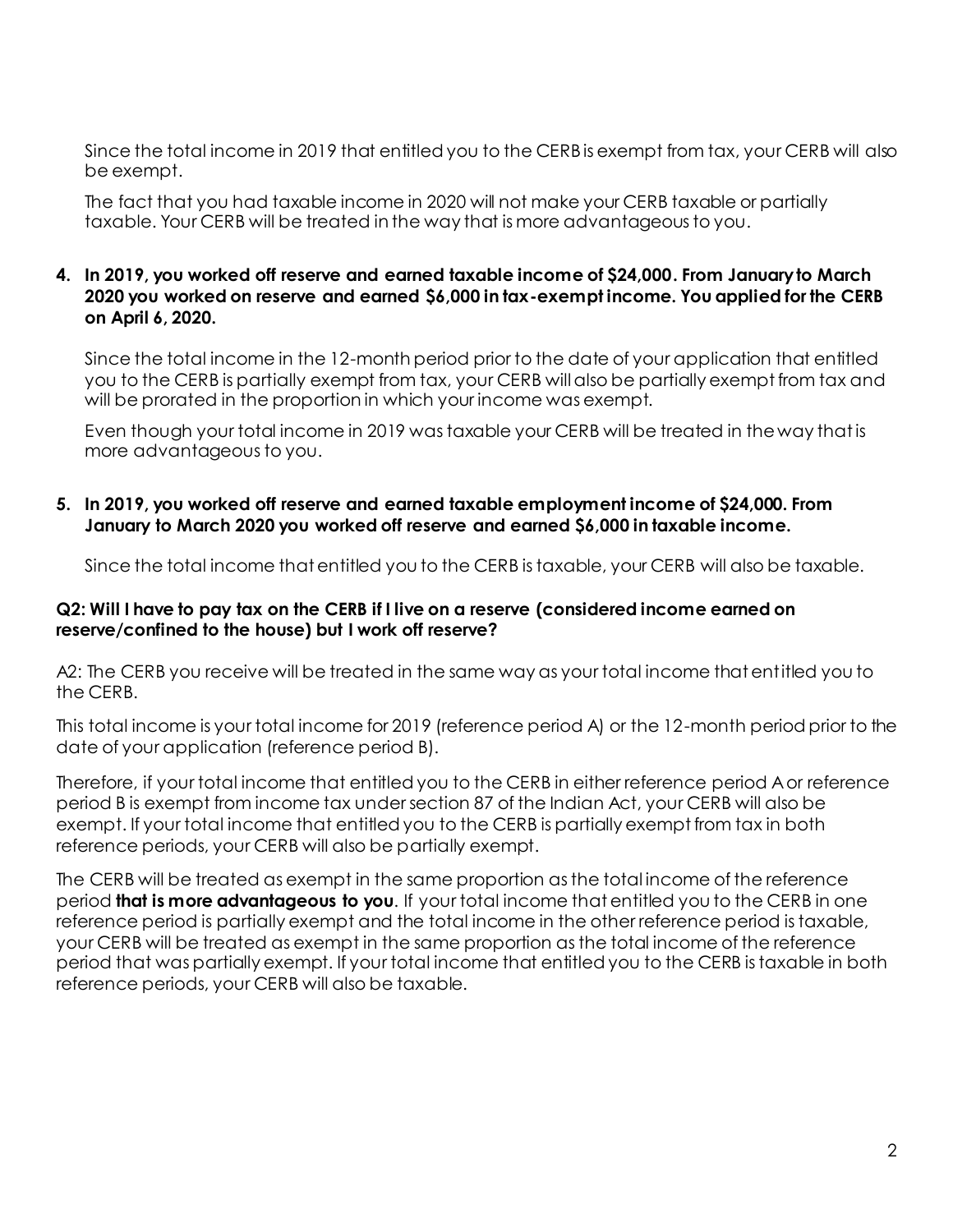Since the total income in 2019 that entitled you to the CERB is exempt from tax, your CERB will also be exempt.

The fact that you had taxable income in 2020 will not make your CERB taxable or partially taxable. Your CERB will be treated in the way that is more advantageous to you.

4. **In 2019, you worked off reserve and earned taxable income of $24,000. From January to March 2020 you worked on reserve and earned $6,000 in tax-exempt income. You applied for the CERB on April 6, 2020.**

   Since the total income in the 12-month period prior to the date of your application that entitled you to the CERB is partially exempt from tax, your CERB will also be partially exempt from tax and will be prorated in the proportion in which your income was exempt.

   Even though your total income in 2019 was taxable your CERB will be treated in the way that is more advantageous to you.

5. **In 2019, you worked off reserve and earned taxable employment income of $24,000. From January to March 2020 you worked off reserve and earned $6,000 in taxable income.**

   Since the total income that entitled you to the CERB is taxable, your CERB will also be taxable.

**Q2: Will I have to pay tax on the CERB if I live on a reserve (considered income earned on reserve/confined to the house) but I work off reserve?**

A2: The CERB you receive will be treated in the same way as your total income that entitled you to the CERB.

This total income is your total income for 2019 (reference period A) or the 12-month period prior to the date of your application (reference period B).

Therefore, if your total income that entitled you to the CERB in either reference period A or reference period B is exempt from income tax under section 87 of the Indian Act, your CERB will also be exempt. If your total income that entitled you to the CERB is partially exempt from tax in both reference periods, your CERB will also be partially exempt.

The CERB will be treated as exempt in the same proportion as the total income of the reference period **that is more advantageous to you**. If your total income that entitled you to the CERB in one reference period is partially exempt and the total income in the other reference period is taxable, your CERB will be treated as exempt in the same proportion as the total income of the reference period that was partially exempt. If your total income that entitled you to the CERB is taxable in both reference periods, your CERB will also be taxable.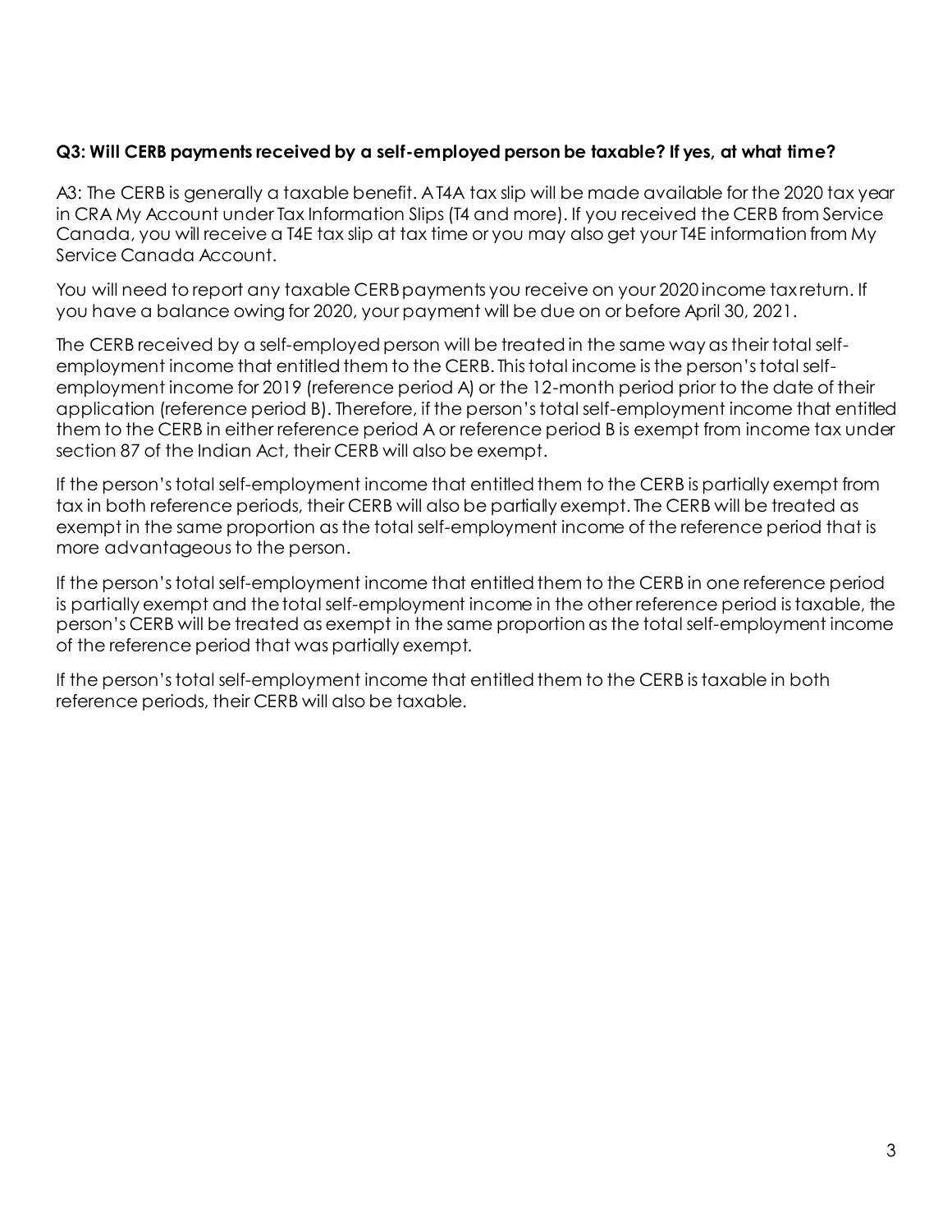**Q3: Will CERB payments received by a self-employed person be taxable? If yes, at what time?**

A3: The CERB is generally a taxable benefit. A T4A tax slip will be made available for the 2020 tax year in CRA My Account under Tax Information Slips (T4 and more). If you received the CERB from Service Canada, you will receive a T4E tax slip at tax time or you may also get your T4E information from My Service Canada Account.

You will need to report any taxable CERB payments you receive on your 2020 income tax return. If you have a balance owing for 2020, your payment will be due on or before April 30, 2021.

The CERB received by a self-employed person will be treated in the same way as their total self-employment income that entitled them to the CERB. This total income is the person's total self-employment income for 2019 (reference period A) or the 12-month period prior to the date of their application (reference period B). Therefore, if the person's total self-employment income that entitled them to the CERB in either reference period A or reference period B is exempt from income tax under section 87 of the Indian Act, their CERB will also be exempt.

If the person's total self-employment income that entitled them to the CERB is partially exempt from tax in both reference periods, their CERB will also be partially exempt. The CERB will be treated as exempt in the same proportion as the total self-employment income of the reference period that is more advantageous to the person.

If the person's total self-employment income that entitled them to the CERB in one reference period is partially exempt and the total self-employment income in the other reference period is taxable, the person's CERB will be treated as exempt in the same proportion as the total self-employment income of the reference period that was partially exempt.

If the person's total self-employment income that entitled them to the CERB is taxable in both reference periods, their CERB will also be taxable.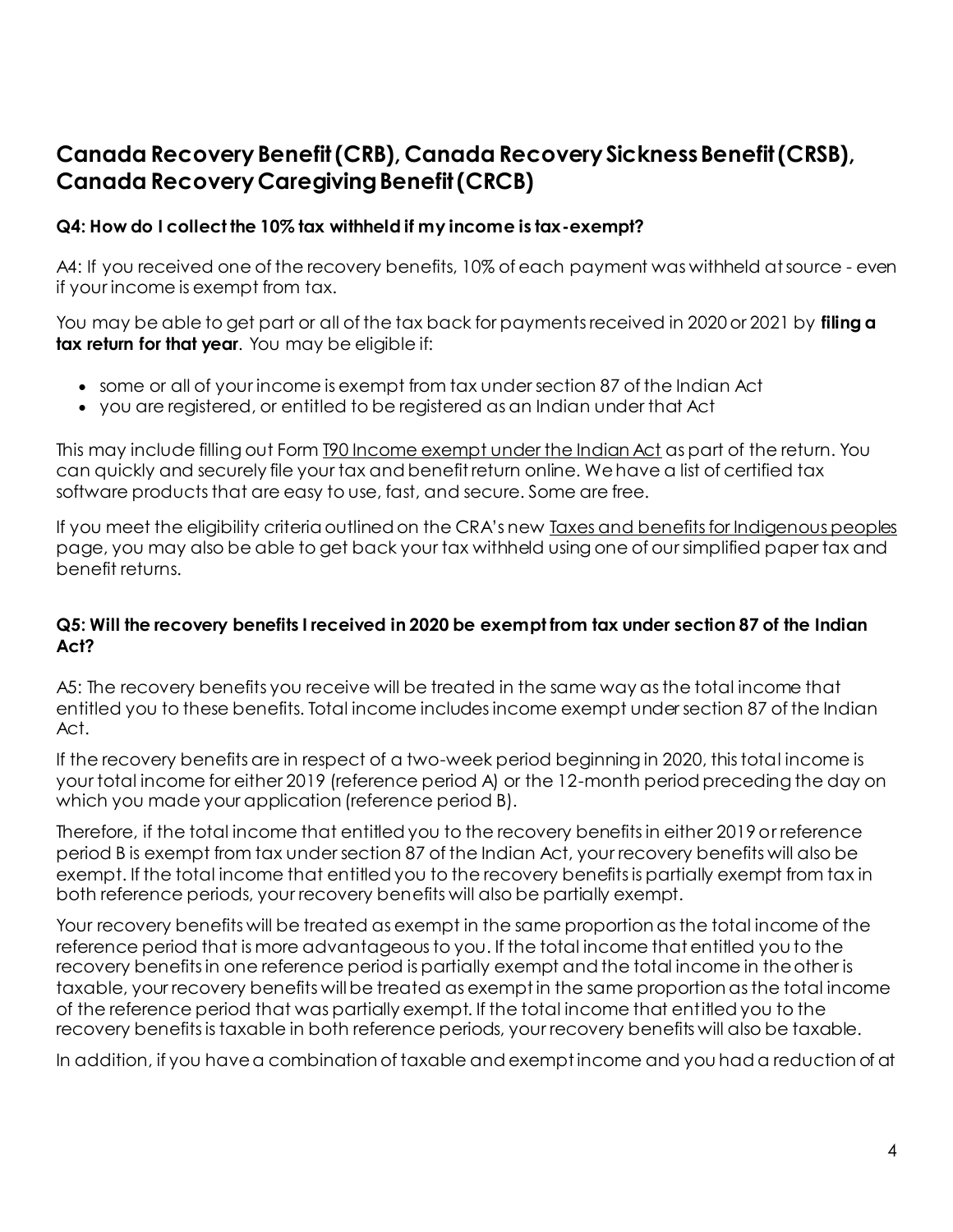## Canada Recovery Benefit (CRB), Canada Recovery Sickness Benefit (CRSB), Canada Recovery Caregiving Benefit (CRCB)

### Q4: How do I collect the 10% tax withheld if my income is tax-exempt?

A4: If you received one of the recovery benefits, 10% of each payment was withheld at source - even if your income is exempt from tax.

You may be able to get part or all of the tax back for payments received in 2020 or 2021 by **filing a tax return for that year**. You may be eligible if:

- some or all of your income is exempt from tax under section 87 of the Indian Act
- you are registered, or entitled to be registered as an Indian under that Act

This may include filling out Form T90 Income exempt under the Indian Act as part of the return. You can quickly and securely file your tax and benefit return online. We have a list of certified tax software products that are easy to use, fast, and secure. Some are free.

If you meet the eligibility criteria outlined on the CRA's new Taxes and benefits for Indigenous peoples page, you may also be able to get back your tax withheld using one of our simplified paper tax and benefit returns.

### Q5: Will the recovery benefits I received in 2020 be exempt from tax under section 87 of the Indian Act?

A5: The recovery benefits you receive will be treated in the same way as the total income that entitled you to these benefits. Total income includes income exempt under section 87 of the Indian Act.

If the recovery benefits are in respect of a two-week period beginning in 2020, this total income is your total income for either 2019 (reference period A) or the 12-month period preceding the day on which you made your application (reference period B).

Therefore, if the total income that entitled you to the recovery benefits in either 2019 or reference period B is exempt from tax under section 87 of the Indian Act, your recovery benefits will also be exempt. If the total income that entitled you to the recovery benefits is partially exempt from tax in both reference periods, your recovery benefits will also be partially exempt.

Your recovery benefits will be treated as exempt in the same proportion as the total income of the reference period that is more advantageous to you. If the total income that entitled you to the recovery benefits in one reference period is partially exempt and the total income in the other is taxable, your recovery benefits will be treated as exempt in the same proportion as the total income of the reference period that was partially exempt. If the total income that entitled you to the recovery benefits is taxable in both reference periods, your recovery benefits will also be taxable.

In addition, if you have a combination of taxable and exempt income and you had a reduction of at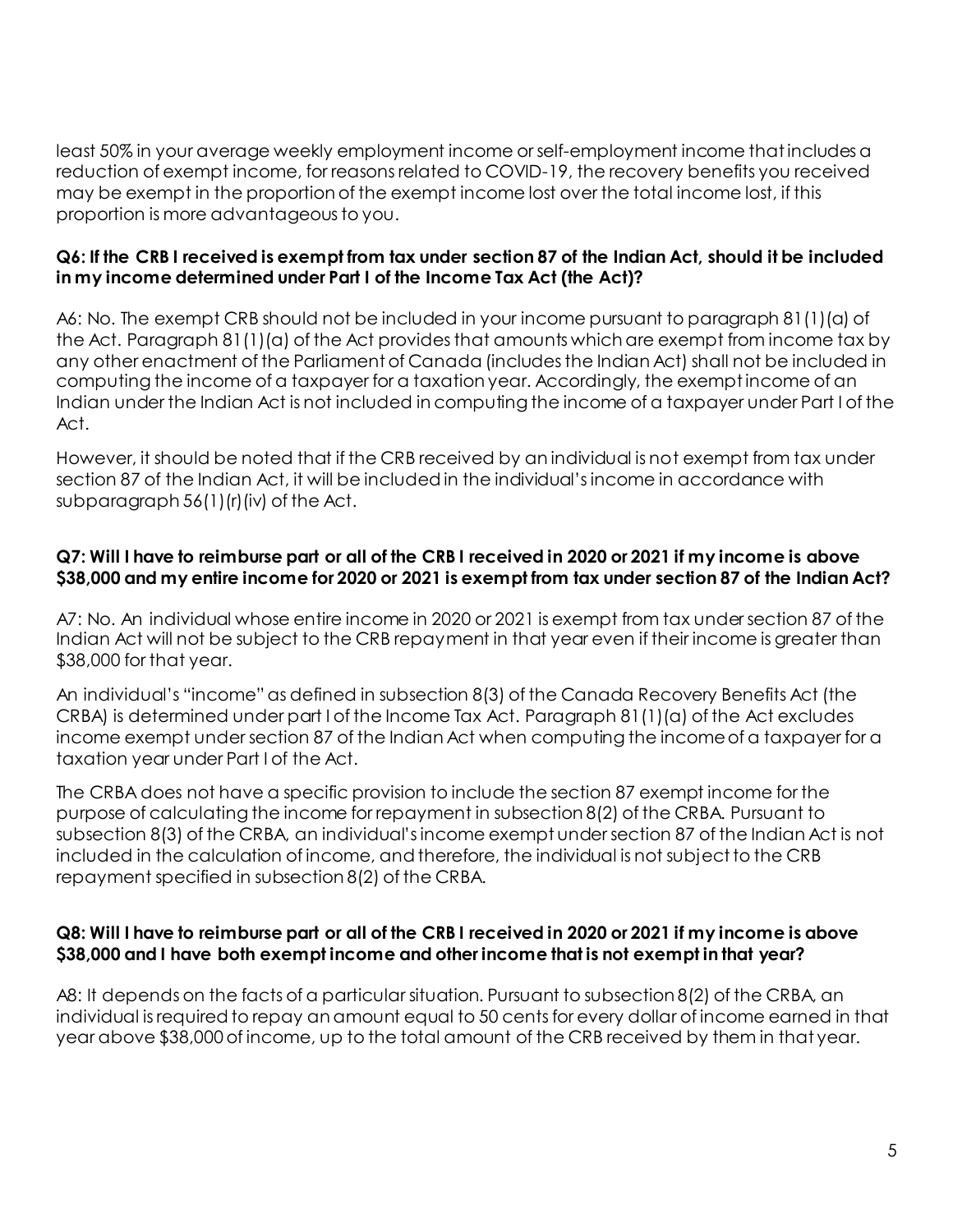least 50% in your average weekly employment income or self-employment income that includes a reduction of exempt income, for reasons related to COVID-19, the recovery benefits you received may be exempt in the proportion of the exempt income lost over the total income lost, if this proportion is more advantageous to you.

**Q6: If the CRB I received is exempt from tax under section 87 of the Indian Act, should it be included in my income determined under Part I of the Income Tax Act (the Act)?**

A6: No. The exempt CRB should not be included in your income pursuant to paragraph 81(1)(a) of the Act. Paragraph 81(1)(a) of the Act provides that amounts which are exempt from income tax by any other enactment of the Parliament of Canada (includes the Indian Act) shall not be included in computing the income of a taxpayer for a taxation year. Accordingly, the exempt income of an Indian under the Indian Act is not included in computing the income of a taxpayer under Part I of the Act.

However, it should be noted that if the CRB received by an individual is not exempt from tax under section 87 of the Indian Act, it will be included in the individual's income in accordance with subparagraph 56(1)(r)(iv) of the Act.

**Q7: Will I have to reimburse part or all of the CRB I received in 2020 or 2021 if my income is above $38,000 and my entire income for 2020 or 2021 is exempt from tax under section 87 of the Indian Act?**

A7: No. An individual whose entire income in 2020 or 2021 is exempt from tax under section 87 of the Indian Act will not be subject to the CRB repayment in that year even if their income is greater than $38,000 for that year.

An individual's "income" as defined in subsection 8(3) of the Canada Recovery Benefits Act (the CRBA) is determined under part I of the Income Tax Act. Paragraph 81(1)(a) of the Act excludes income exempt under section 87 of the Indian Act when computing the income of a taxpayer for a taxation year under Part I of the Act.

The CRBA does not have a specific provision to include the section 87 exempt income for the purpose of calculating the income for repayment in subsection 8(2) of the CRBA. Pursuant to subsection 8(3) of the CRBA, an individual's income exempt under section 87 of the Indian Act is not included in the calculation of income, and therefore, the individual is not subject to the CRB repayment specified in subsection 8(2) of the CRBA.

**Q8: Will I have to reimburse part or all of the CRB I received in 2020 or 2021 if my income is above $38,000 and I have both exempt income and other income that is not exempt in that year?**

A8: It depends on the facts of a particular situation. Pursuant to subsection 8(2) of the CRBA, an individual is required to repay an amount equal to 50 cents for every dollar of income earned in that year above $38,000 of income, up to the total amount of the CRB received by them in that year.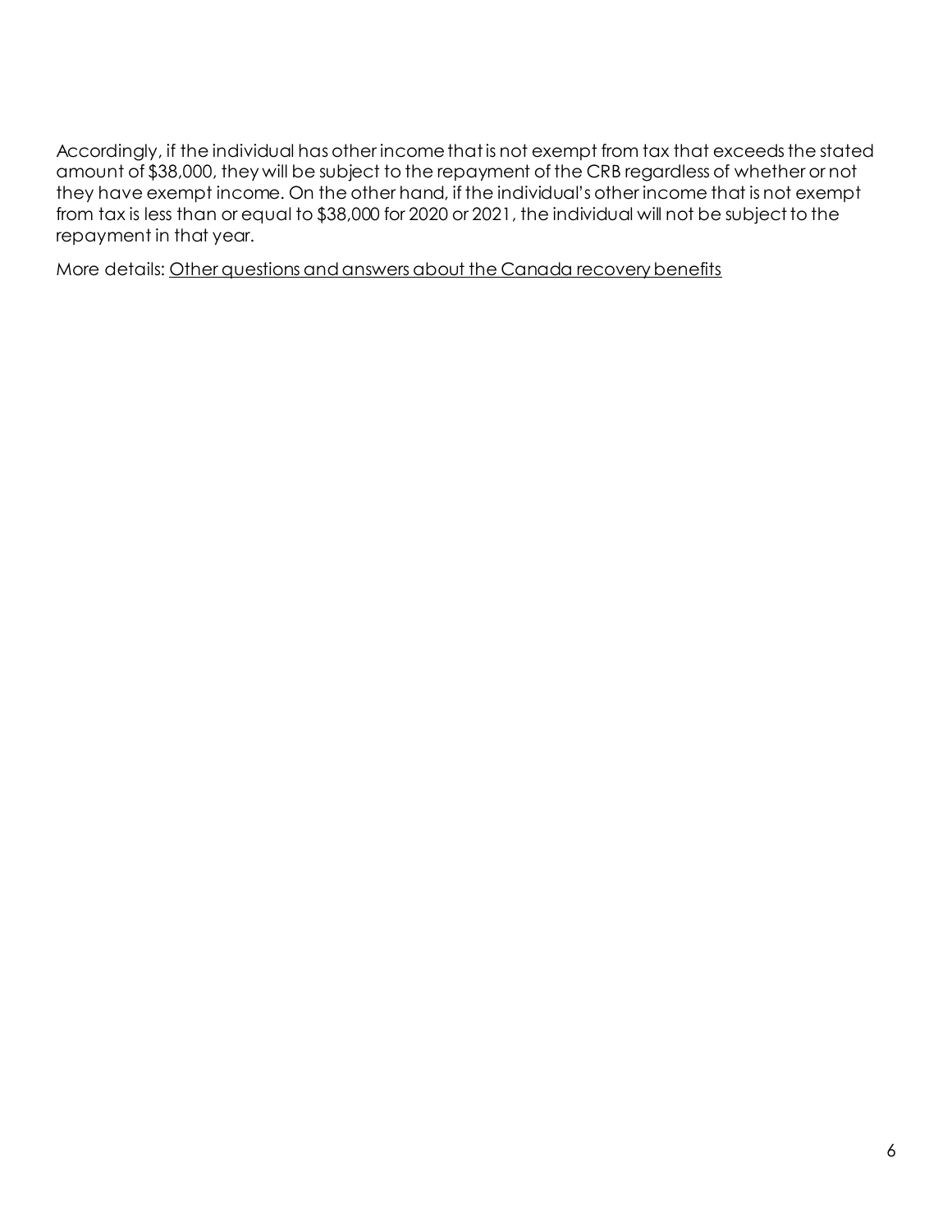Accordingly, if the individual has other income that is not exempt from tax that exceeds the stated amount of $38,000, they will be subject to the repayment of the CRB regardless of whether or not they have exempt income. On the other hand, if the individual's other income that is not exempt from tax is less than or equal to $38,000 for 2020 or 2021, the individual will not be subject to the repayment in that year.

More details: Other questions and answers about the Canada recovery benefits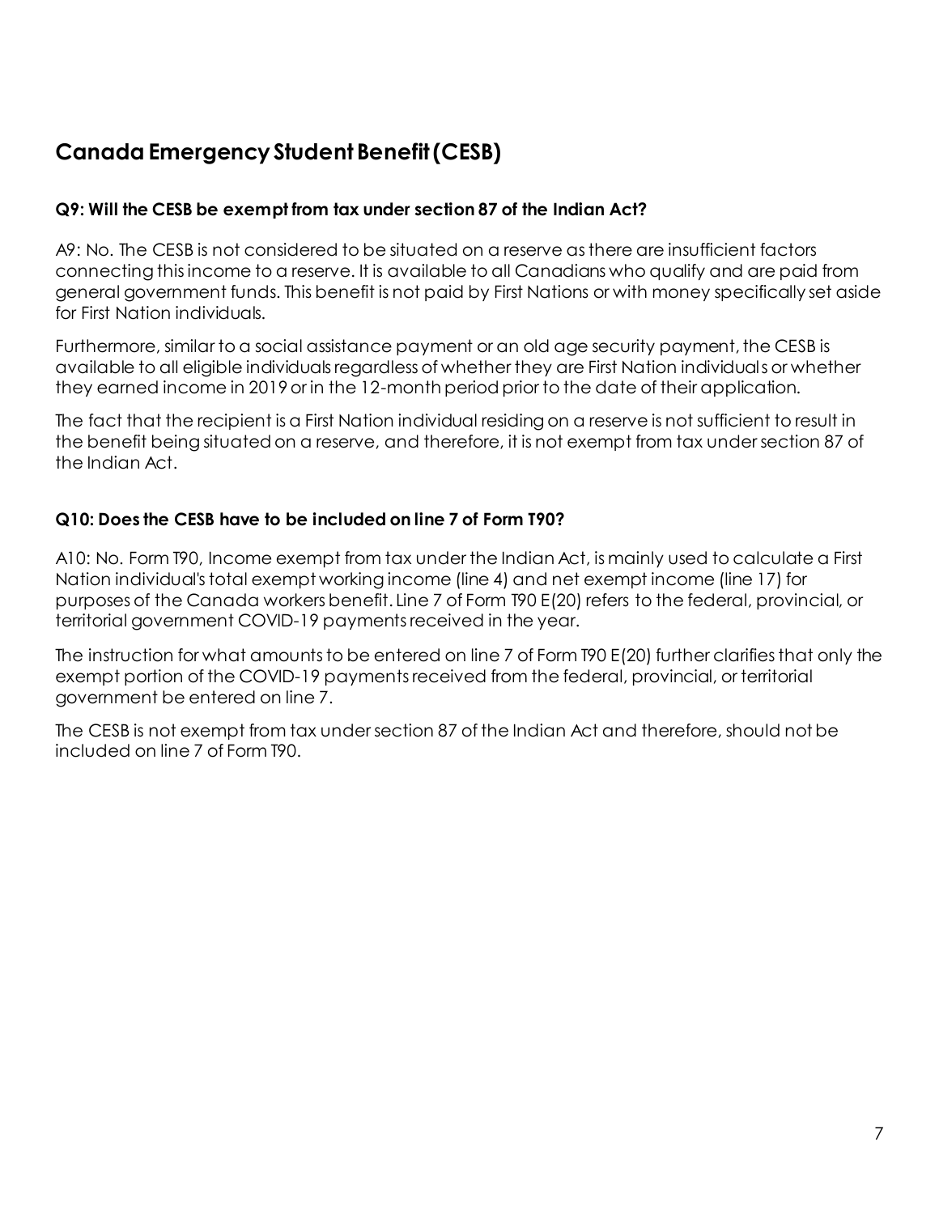## Canada Emergency Student Benefit (CESB)

### Q9: Will the CESB be exempt from tax under section 87 of the Indian Act?

A9: No. The CESB is not considered to be situated on a reserve as there are insufficient factors connecting this income to a reserve. It is available to all Canadians who qualify and are paid from general government funds. This benefit is not paid by First Nations or with money specifically set aside for First Nation individuals.

Furthermore, similar to a social assistance payment or an old age security payment, the CESB is available to all eligible individuals regardless of whether they are First Nation individuals or whether they earned income in 2019 or in the 12-month period prior to the date of their application.

The fact that the recipient is a First Nation individual residing on a reserve is not sufficient to result in the benefit being situated on a reserve, and therefore, it is not exempt from tax under section 87 of the Indian Act.

### Q10: Does the CESB have to be included on line 7 of Form T90?

A10: No. Form T90, Income exempt from tax under the Indian Act, is mainly used to calculate a First Nation individual's total exempt working income (line 4) and net exempt income (line 17) for purposes of the Canada workers benefit. Line 7 of Form T90 E(20) refers to the federal, provincial, or territorial government COVID-19 payments received in the year.

The instruction for what amounts to be entered on line 7 of Form T90 E(20) further clarifies that only the exempt portion of the COVID-19 payments received from the federal, provincial, or territorial government be entered on line 7.

The CESB is not exempt from tax under section 87 of the Indian Act and therefore, should not be included on line 7 of Form T90.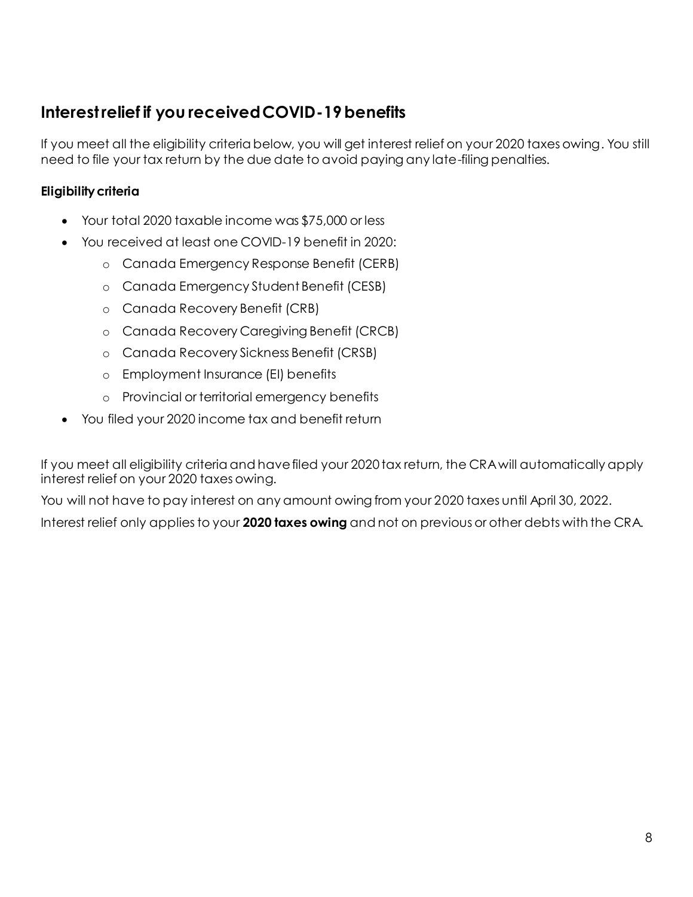## Interest relief if you received COVID-19 benefits

If you meet all the eligibility criteria below, you will get interest relief on your 2020 taxes owing. You still need to file your tax return by the due date to avoid paying any late-filing penalties.

**Eligibility criteria**

- Your total 2020 taxable income was $75,000 or less
- You received at least one COVID-19 benefit in 2020:
  - Canada Emergency Response Benefit (CERB)
  - Canada Emergency Student Benefit (CESB)
  - Canada Recovery Benefit (CRB)
  - Canada Recovery Caregiving Benefit (CRCB)
  - Canada Recovery Sickness Benefit (CRSB)
  - Employment Insurance (EI) benefits
  - Provincial or territorial emergency benefits
- You filed your 2020 income tax and benefit return

If you meet all eligibility criteria and have filed your 2020 tax return, the CRA will automatically apply interest relief on your 2020 taxes owing.

You will not have to pay interest on any amount owing from your 2020 taxes until April 30, 2022.

Interest relief only applies to your **2020 taxes owing** and not on previous or other debts with the CRA.